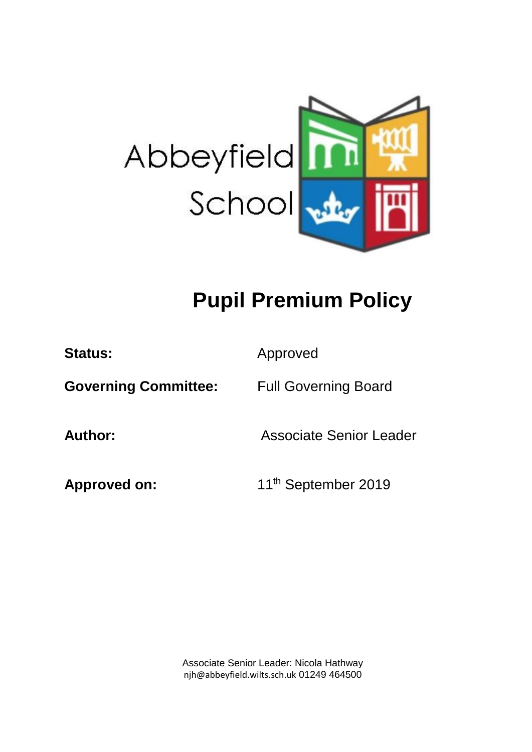Abbeyfield School

# Pupil Premium Policy

| | |
|---|---|
| **Status:** | Approved |
| **Governing Committee:** | Full Governing Board |
| **Author:** | Associate Senior Leader |
| **Approved on:** | 11th September 2019 |

Associate Senior Leader: Nicola Hathway
njh@abbeyfield.wilts.sch.uk 01249 464500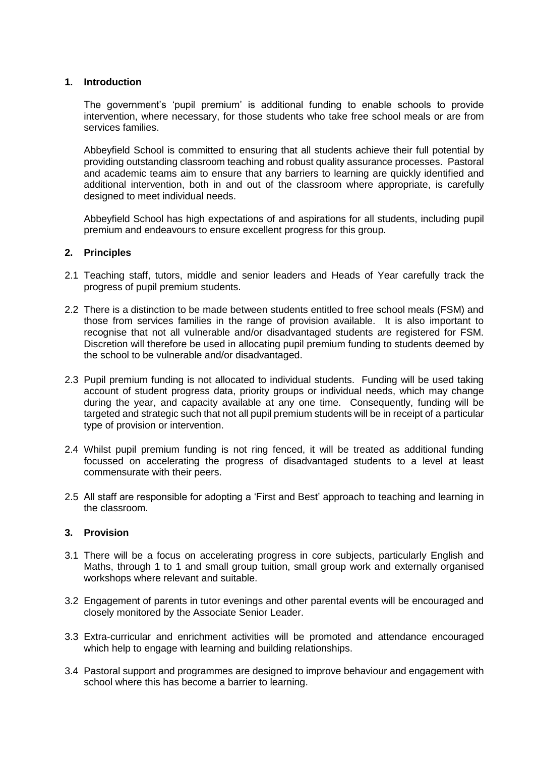## 1. Introduction

The government's 'pupil premium' is additional funding to enable schools to provide intervention, where necessary, for those students who take free school meals or are from services families.

Abbeyfield School is committed to ensuring that all students achieve their full potential by providing outstanding classroom teaching and robust quality assurance processes. Pastoral and academic teams aim to ensure that any barriers to learning are quickly identified and additional intervention, both in and out of the classroom where appropriate, is carefully designed to meet individual needs.

Abbeyfield School has high expectations of and aspirations for all students, including pupil premium and endeavours to ensure excellent progress for this group.

## 2. Principles

2.1 Teaching staff, tutors, middle and senior leaders and Heads of Year carefully track the progress of pupil premium students.

2.2 There is a distinction to be made between students entitled to free school meals (FSM) and those from services families in the range of provision available. It is also important to recognise that not all vulnerable and/or disadvantaged students are registered for FSM. Discretion will therefore be used in allocating pupil premium funding to students deemed by the school to be vulnerable and/or disadvantaged.

2.3 Pupil premium funding is not allocated to individual students. Funding will be used taking account of student progress data, priority groups or individual needs, which may change during the year, and capacity available at any one time. Consequently, funding will be targeted and strategic such that not all pupil premium students will be in receipt of a particular type of provision or intervention.

2.4 Whilst pupil premium funding is not ring fenced, it will be treated as additional funding focussed on accelerating the progress of disadvantaged students to a level at least commensurate with their peers.

2.5 All staff are responsible for adopting a 'First and Best' approach to teaching and learning in the classroom.

## 3. Provision

3.1 There will be a focus on accelerating progress in core subjects, particularly English and Maths, through 1 to 1 and small group tuition, small group work and externally organised workshops where relevant and suitable.

3.2 Engagement of parents in tutor evenings and other parental events will be encouraged and closely monitored by the Associate Senior Leader.

3.3 Extra-curricular and enrichment activities will be promoted and attendance encouraged which help to engage with learning and building relationships.

3.4 Pastoral support and programmes are designed to improve behaviour and engagement with school where this has become a barrier to learning.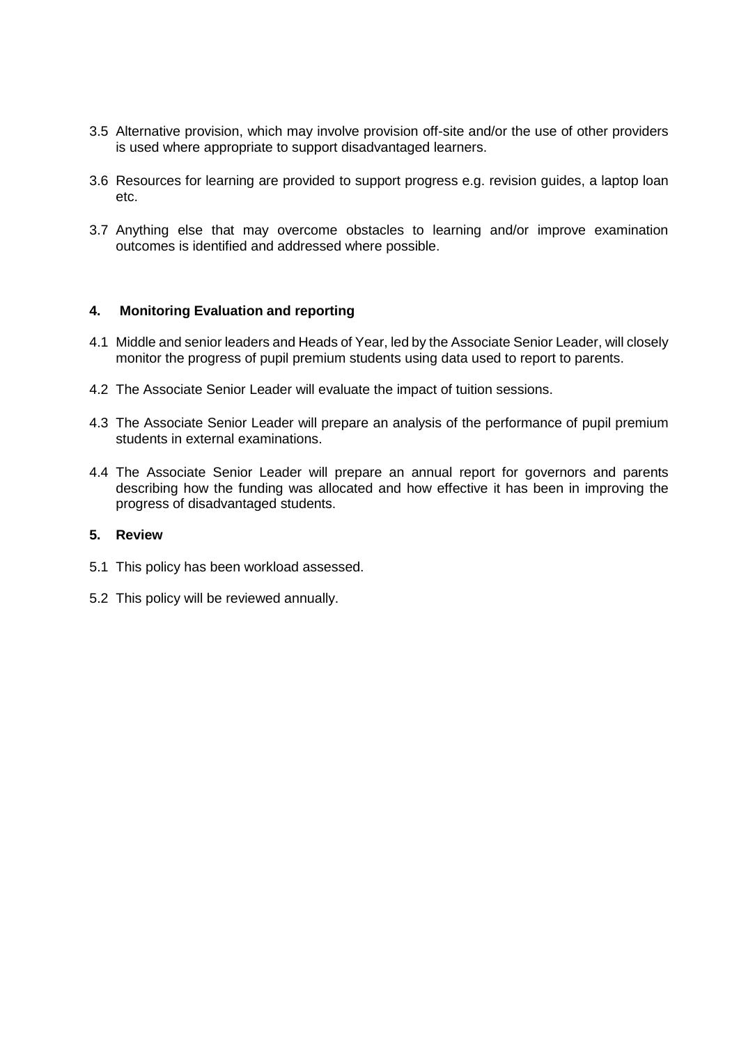3.5 Alternative provision, which may involve provision off-site and/or the use of other providers is used where appropriate to support disadvantaged learners.

3.6 Resources for learning are provided to support progress e.g. revision guides, a laptop loan etc.

3.7 Anything else that may overcome obstacles to learning and/or improve examination outcomes is identified and addressed where possible.

## 4. Monitoring Evaluation and reporting

4.1 Middle and senior leaders and Heads of Year, led by the Associate Senior Leader, will closely monitor the progress of pupil premium students using data used to report to parents.

4.2 The Associate Senior Leader will evaluate the impact of tuition sessions.

4.3 The Associate Senior Leader will prepare an analysis of the performance of pupil premium students in external examinations.

4.4 The Associate Senior Leader will prepare an annual report for governors and parents describing how the funding was allocated and how effective it has been in improving the progress of disadvantaged students.

## 5. Review

5.1 This policy has been workload assessed.

5.2 This policy will be reviewed annually.